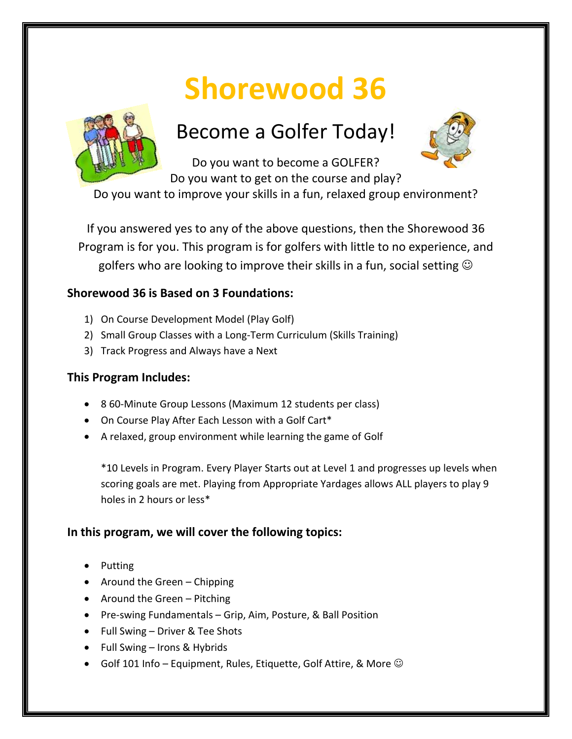# Shorewood 36

## Become a Golfer Today!

Do you want to become a GOLFER?
Do you want to get on the course and play?
Do you want to improve your skills in a fun, relaxed group environment?

If you answered yes to any of the above questions, then the Shorewood 36 Program is for you. This program is for golfers with little to no experience, and golfers who are looking to improve their skills in a fun, social setting ☺

**Shorewood 36 is Based on 3 Foundations:**

1) On Course Development Model (Play Golf)
2) Small Group Classes with a Long-Term Curriculum (Skills Training)
3) Track Progress and Always have a Next

**This Program Includes:**

- 8 60-Minute Group Lessons (Maximum 12 students per class)
- On Course Play After Each Lesson with a Golf Cart*
- A relaxed, group environment while learning the game of Golf

*10 Levels in Program. Every Player Starts out at Level 1 and progresses up levels when scoring goals are met. Playing from Appropriate Yardages allows ALL players to play 9 holes in 2 hours or less*

**In this program, we will cover the following topics:**

- Putting
- Around the Green – Chipping
- Around the Green – Pitching
- Pre-swing Fundamentals – Grip, Aim, Posture, & Ball Position
- Full Swing – Driver & Tee Shots
- Full Swing – Irons & Hybrids
- Golf 101 Info – Equipment, Rules, Etiquette, Golf Attire, & More ☺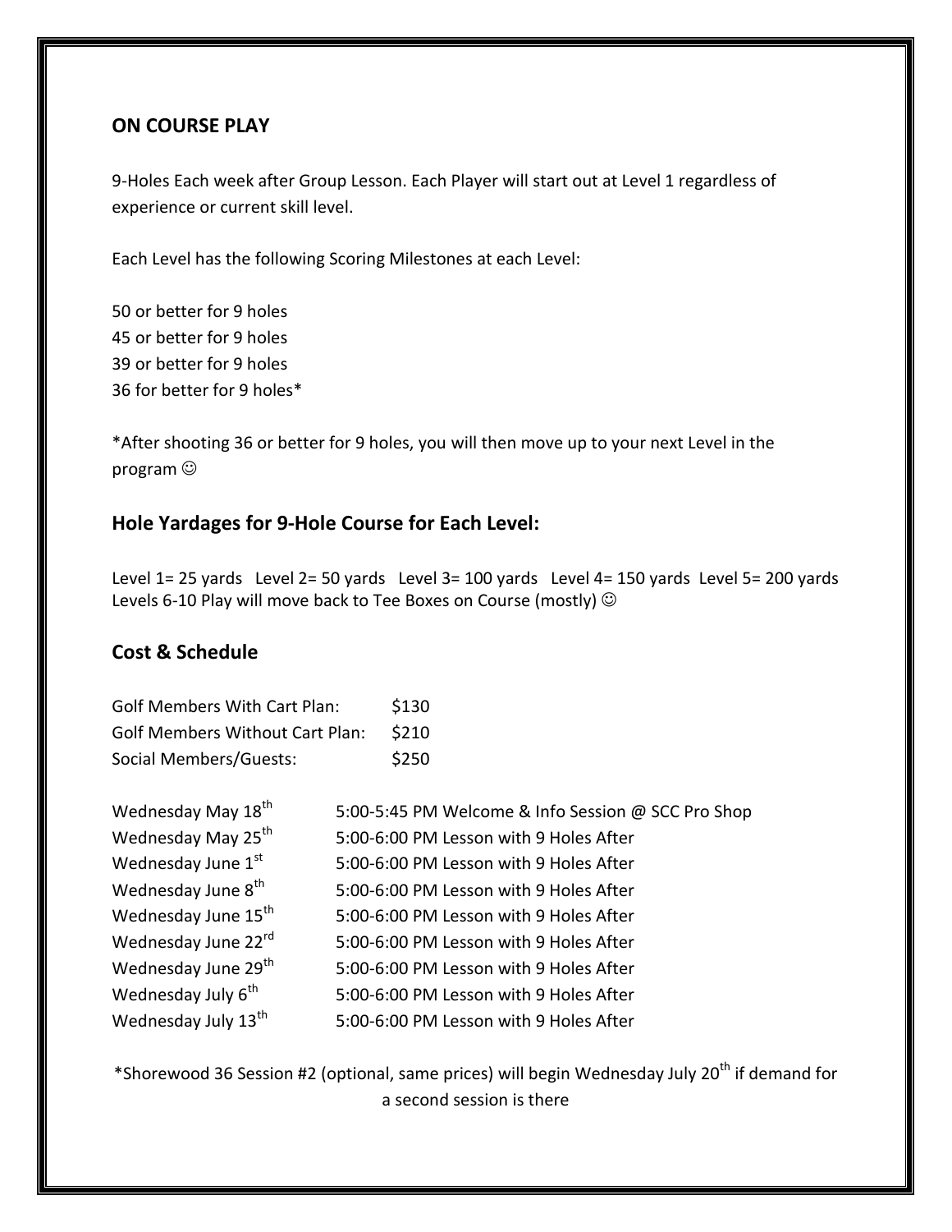## ON COURSE PLAY

9-Holes Each week after Group Lesson. Each Player will start out at Level 1 regardless of experience or current skill level.

Each Level has the following Scoring Milestones at each Level:

50 or better for 9 holes
45 or better for 9 holes
39 or better for 9 holes
36 for better for 9 holes*

*After shooting 36 or better for 9 holes, you will then move up to your next Level in the program ☺

## Hole Yardages for 9-Hole Course for Each Level:

Level 1= 25 yards Level 2= 50 yards Level 3= 100 yards Level 4= 150 yards Level 5= 200 yards
Levels 6-10 Play will move back to Tee Boxes on Course (mostly) ☺

## Cost & Schedule

| | |
|---|---|
| Golf Members With Cart Plan: | $130 |
| Golf Members Without Cart Plan: | $210 |
| Social Members/Guests: | $250 |

| | |
|---|---|
| Wednesday May 18th | 5:00-5:45 PM Welcome & Info Session @ SCC Pro Shop |
| Wednesday May 25th | 5:00-6:00 PM Lesson with 9 Holes After |
| Wednesday June 1st | 5:00-6:00 PM Lesson with 9 Holes After |
| Wednesday June 8th | 5:00-6:00 PM Lesson with 9 Holes After |
| Wednesday June 15th | 5:00-6:00 PM Lesson with 9 Holes After |
| Wednesday June 22rd | 5:00-6:00 PM Lesson with 9 Holes After |
| Wednesday June 29th | 5:00-6:00 PM Lesson with 9 Holes After |
| Wednesday July 6th | 5:00-6:00 PM Lesson with 9 Holes After |
| Wednesday July 13th | 5:00-6:00 PM Lesson with 9 Holes After |

*Shorewood 36 Session #2 (optional, same prices) will begin Wednesday July 20th if demand for a second session is there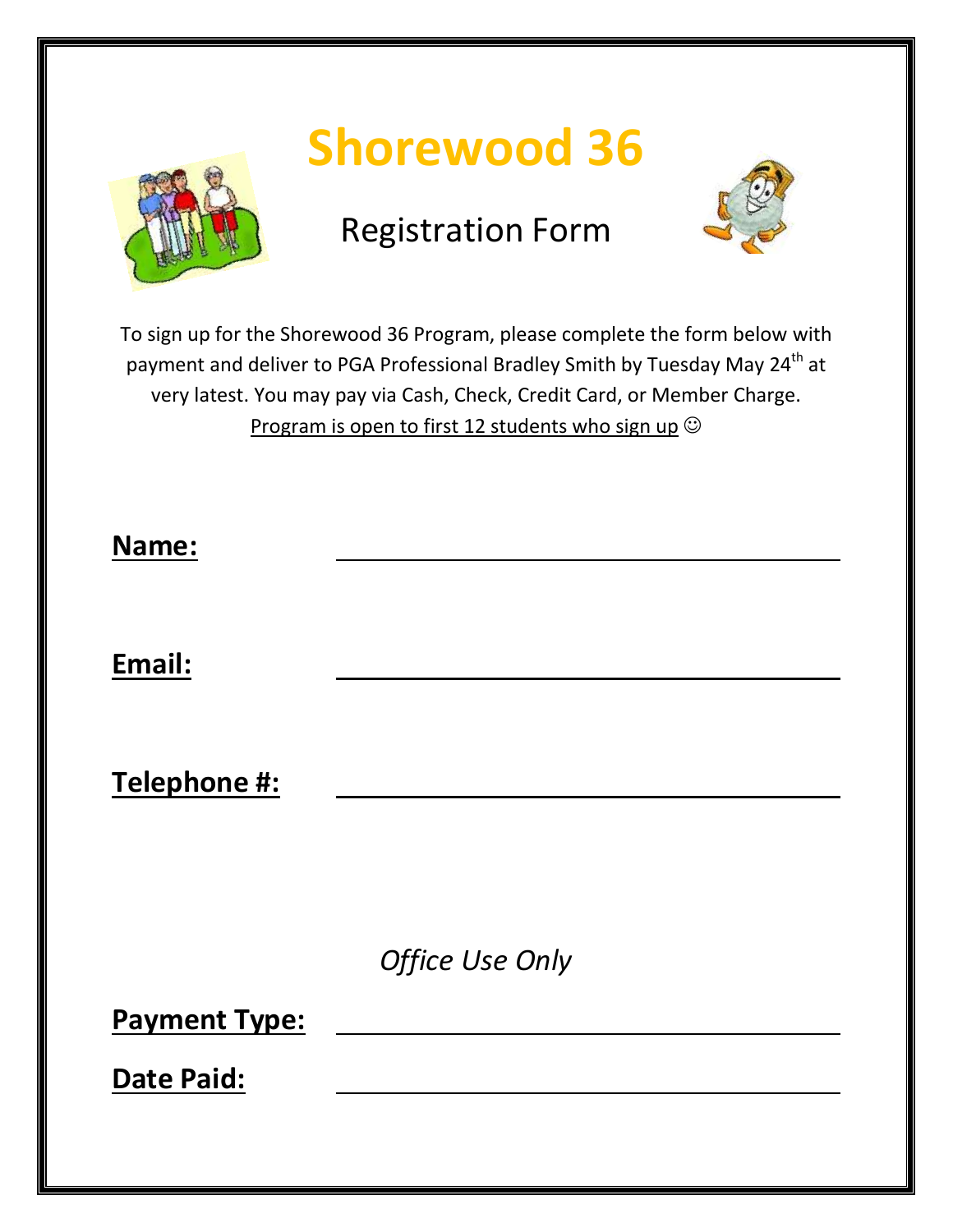# Shorewood 36

## Registration Form

To sign up for the Shorewood 36 Program, please complete the form below with payment and deliver to PGA Professional Bradley Smith by Tuesday May 24th at very latest. You may pay via Cash, Check, Credit Card, or Member Charge. Program is open to first 12 students who sign up ☺

**Name:** ______________________________

**Email:** ______________________________

**Telephone #:** ______________________________

*Office Use Only*

**Payment Type:** ______________________________

**Date Paid:** ______________________________